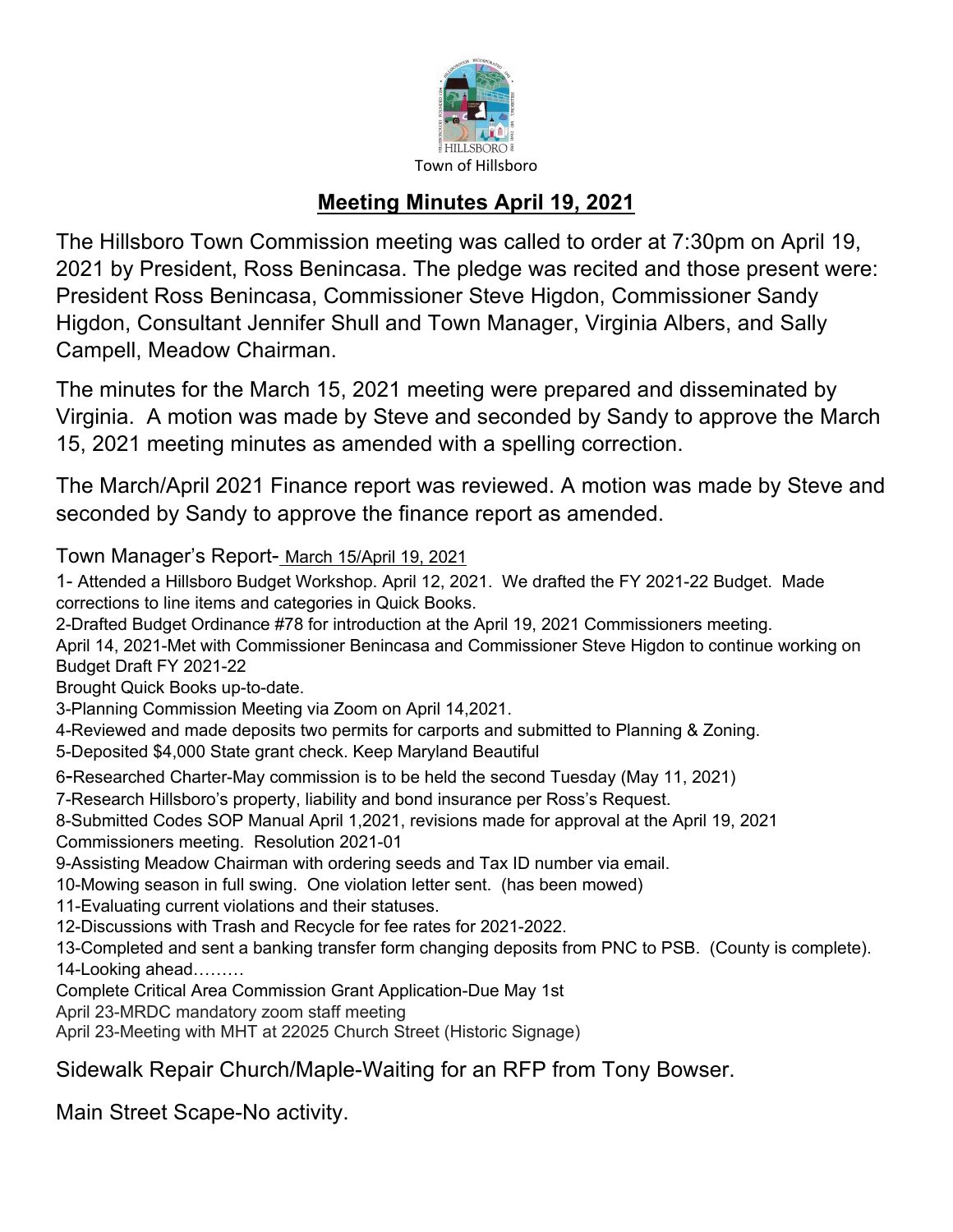Town of Hillsboro

## Meeting Minutes April 19, 2021

The Hillsboro Town Commission meeting was called to order at 7:30pm on April 19, 2021 by President, Ross Benincasa. The pledge was recited and those present were: President Ross Benincasa, Commissioner Steve Higdon, Commissioner Sandy Higdon, Consultant Jennifer Shull and Town Manager, Virginia Albers, and Sally Campell, Meadow Chairman.

The minutes for the March 15, 2021 meeting were prepared and disseminated by Virginia. A motion was made by Steve and seconded by Sandy to approve the March 15, 2021 meeting minutes as amended with a spelling correction.

The March/April 2021 Finance report was reviewed. A motion was made by Steve and seconded by Sandy to approve the finance report as amended.

Town Manager's Report- March 15/April 19, 2021

1- Attended a Hillsboro Budget Workshop. April 12, 2021. We drafted the FY 2021-22 Budget. Made corrections to line items and categories in Quick Books.
2-Drafted Budget Ordinance #78 for introduction at the April 19, 2021 Commissioners meeting.
April 14, 2021-Met with Commissioner Benincasa and Commissioner Steve Higdon to continue working on Budget Draft FY 2021-22
Brought Quick Books up-to-date.
3-Planning Commission Meeting via Zoom on April 14,2021.
4-Reviewed and made deposits two permits for carports and submitted to Planning & Zoning.
5-Deposited $4,000 State grant check. Keep Maryland Beautiful
6-Researched Charter-May commission is to be held the second Tuesday (May 11, 2021)
7-Research Hillsboro's property, liability and bond insurance per Ross's Request.
8-Submitted Codes SOP Manual April 1,2021, revisions made for approval at the April 19, 2021 Commissioners meeting. Resolution 2021-01
9-Assisting Meadow Chairman with ordering seeds and Tax ID number via email.
10-Mowing season in full swing. One violation letter sent. (has been mowed)
11-Evaluating current violations and their statuses.
12-Discussions with Trash and Recycle for fee rates for 2021-2022.
13-Completed and sent a banking transfer form changing deposits from PNC to PSB. (County is complete).
14-Looking ahead………
Complete Critical Area Commission Grant Application-Due May 1st
April 23-MRDC mandatory zoom staff meeting
April 23-Meeting with MHT at 22025 Church Street (Historic Signage)

Sidewalk Repair Church/Maple-Waiting for an RFP from Tony Bowser.

Main Street Scape-No activity.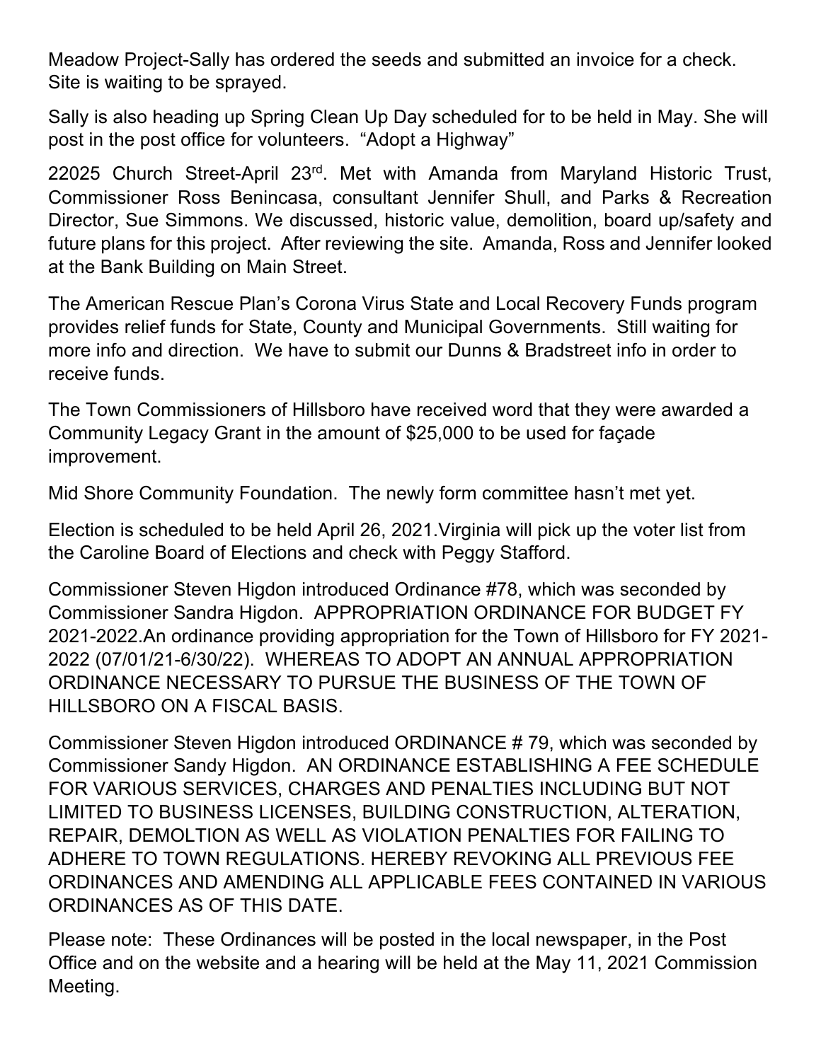Meadow Project-Sally has ordered the seeds and submitted an invoice for a check. Site is waiting to be sprayed.

Sally is also heading up Spring Clean Up Day scheduled for to be held in May. She will post in the post office for volunteers. "Adopt a Highway"

22025 Church Street-April 23rd. Met with Amanda from Maryland Historic Trust, Commissioner Ross Benincasa, consultant Jennifer Shull, and Parks & Recreation Director, Sue Simmons. We discussed, historic value, demolition, board up/safety and future plans for this project. After reviewing the site. Amanda, Ross and Jennifer looked at the Bank Building on Main Street.

The American Rescue Plan's Corona Virus State and Local Recovery Funds program provides relief funds for State, County and Municipal Governments. Still waiting for more info and direction. We have to submit our Dunns & Bradstreet info in order to receive funds.

The Town Commissioners of Hillsboro have received word that they were awarded a Community Legacy Grant in the amount of $25,000 to be used for façade improvement.

Mid Shore Community Foundation. The newly form committee hasn't met yet.

Election is scheduled to be held April 26, 2021.Virginia will pick up the voter list from the Caroline Board of Elections and check with Peggy Stafford.

Commissioner Steven Higdon introduced Ordinance #78, which was seconded by Commissioner Sandra Higdon. APPROPRIATION ORDINANCE FOR BUDGET FY 2021-2022.An ordinance providing appropriation for the Town of Hillsboro for FY 2021-2022 (07/01/21-6/30/22). WHEREAS TO ADOPT AN ANNUAL APPROPRIATION ORDINANCE NECESSARY TO PURSUE THE BUSINESS OF THE TOWN OF HILLSBORO ON A FISCAL BASIS.

Commissioner Steven Higdon introduced ORDINANCE # 79, which was seconded by Commissioner Sandy Higdon. AN ORDINANCE ESTABLISHING A FEE SCHEDULE FOR VARIOUS SERVICES, CHARGES AND PENALTIES INCLUDING BUT NOT LIMITED TO BUSINESS LICENSES, BUILDING CONSTRUCTION, ALTERATION, REPAIR, DEMOLTION AS WELL AS VIOLATION PENALTIES FOR FAILING TO ADHERE TO TOWN REGULATIONS. HEREBY REVOKING ALL PREVIOUS FEE ORDINANCES AND AMENDING ALL APPLICABLE FEES CONTAINED IN VARIOUS ORDINANCES AS OF THIS DATE.

Please note: These Ordinances will be posted in the local newspaper, in the Post Office and on the website and a hearing will be held at the May 11, 2021 Commission Meeting.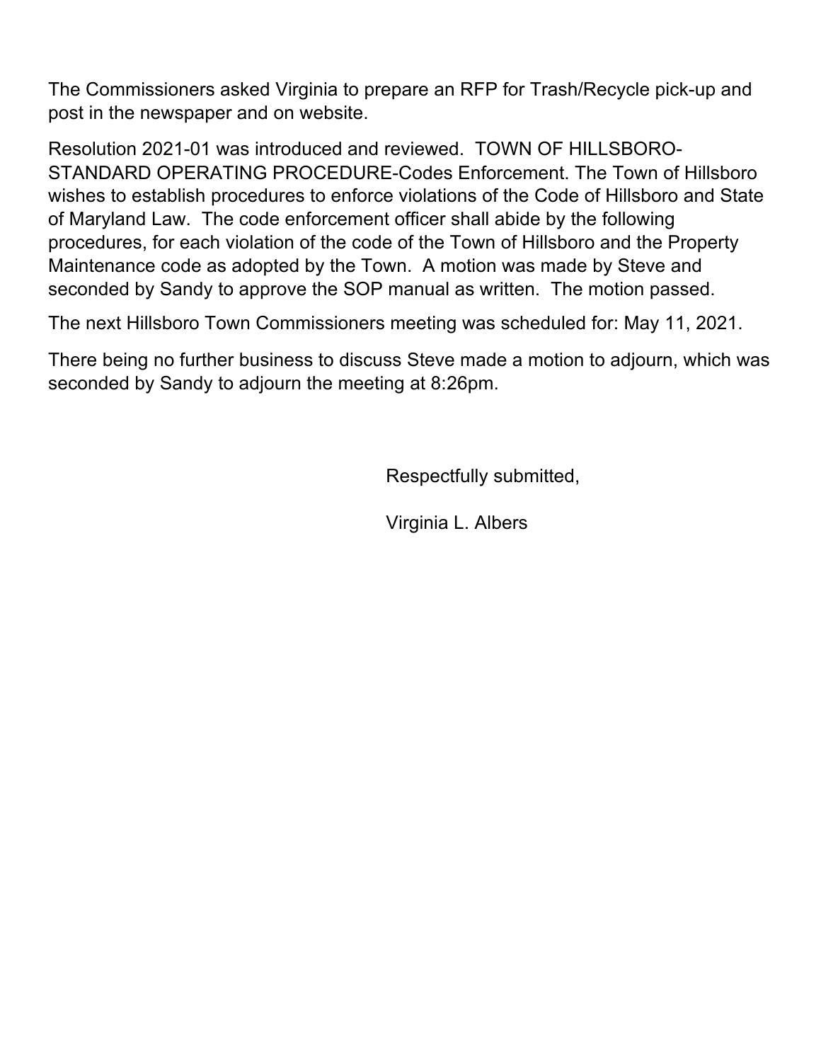The Commissioners asked Virginia to prepare an RFP for Trash/Recycle pick-up and post in the newspaper and on website.

Resolution 2021-01 was introduced and reviewed. TOWN OF HILLSBORO-STANDARD OPERATING PROCEDURE-Codes Enforcement. The Town of Hillsboro wishes to establish procedures to enforce violations of the Code of Hillsboro and State of Maryland Law. The code enforcement officer shall abide by the following procedures, for each violation of the code of the Town of Hillsboro and the Property Maintenance code as adopted by the Town. A motion was made by Steve and seconded by Sandy to approve the SOP manual as written. The motion passed.

The next Hillsboro Town Commissioners meeting was scheduled for: May 11, 2021.

There being no further business to discuss Steve made a motion to adjourn, which was seconded by Sandy to adjourn the meeting at 8:26pm.

Respectfully submitted,

Virginia L. Albers